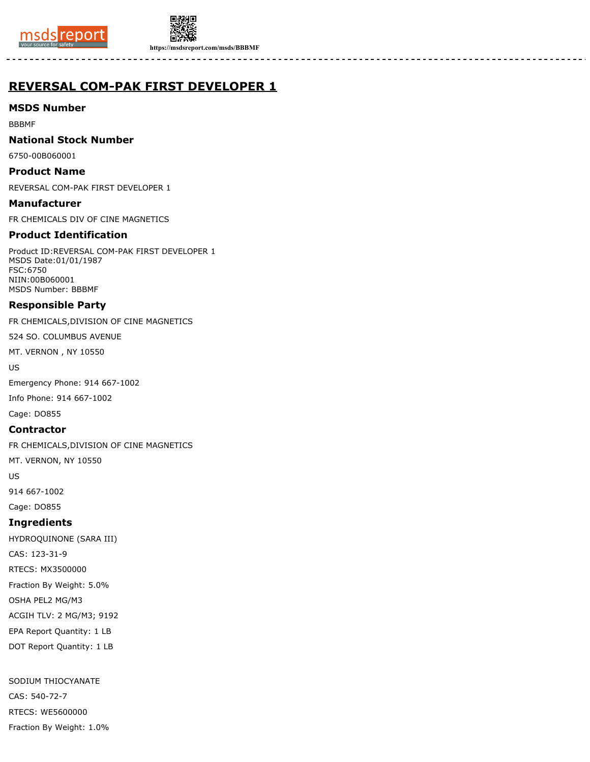# REVERSAL COM-PAK FIRST DEVELOPER 1

## MSDS Number

BBBMF

## National Stock Number

6750-00B060001

## Product Name

REVERSAL COM-PAK FIRST DEVELOPER 1

## Manufacturer

FR CHEMICALS DIV OF CINE MAGNETICS

## Product Identification

Product ID:REVERSAL COM-PAK FIRST DEVELOPER 1
MSDS Date:01/01/1987
FSC:6750
NIIN:00B060001
MSDS Number: BBBMF

## Responsible Party

FR CHEMICALS,DIVISION OF CINE MAGNETICS

524 SO. COLUMBUS AVENUE

MT. VERNON , NY 10550

US

Emergency Phone: 914 667-1002

Info Phone: 914 667-1002

Cage: DO855

## Contractor

FR CHEMICALS,DIVISION OF CINE MAGNETICS

MT. VERNON, NY 10550

US

914 667-1002

Cage: DO855

## Ingredients

HYDROQUINONE (SARA III)

CAS: 123-31-9

RTECS: MX3500000

Fraction By Weight: 5.0%

OSHA PEL2 MG/M3

ACGIH TLV: 2 MG/M3; 9192

EPA Report Quantity: 1 LB

DOT Report Quantity: 1 LB

SODIUM THIOCYANATE

CAS: 540-72-7

RTECS: WE5600000

Fraction By Weight: 1.0%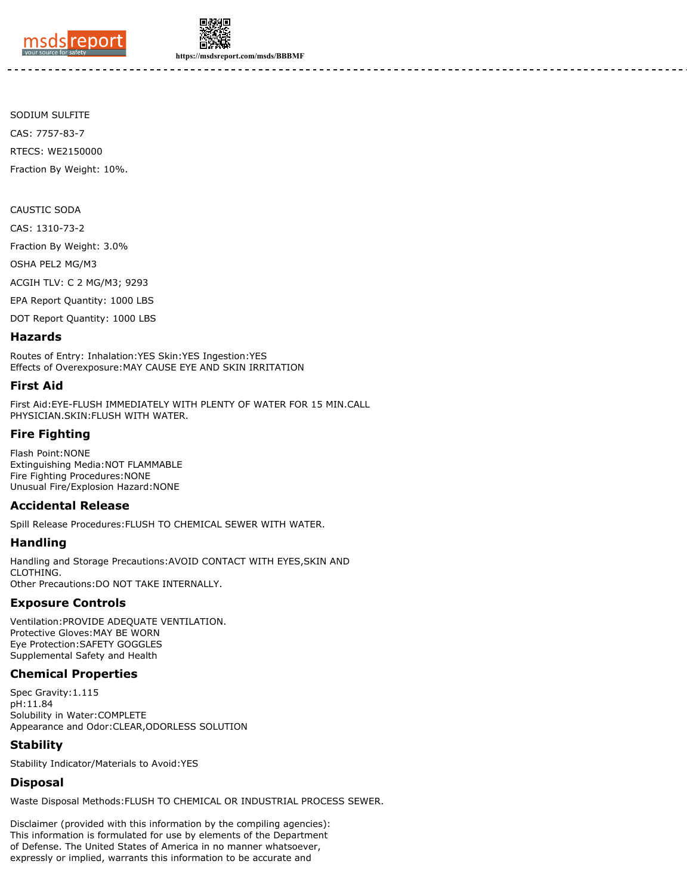SODIUM SULFITE

CAS: 7757-83-7

RTECS: WE2150000

Fraction By Weight: 10%.

CAUSTIC SODA

CAS: 1310-73-2

Fraction By Weight: 3.0%

OSHA PEL2 MG/M3

ACGIH TLV: C 2 MG/M3; 9293

EPA Report Quantity: 1000 LBS

DOT Report Quantity: 1000 LBS

## Hazards

Routes of Entry: Inhalation:YES Skin:YES Ingestion:YES
Effects of Overexposure:MAY CAUSE EYE AND SKIN IRRITATION

## First Aid

First Aid:EYE-FLUSH IMMEDIATELY WITH PLENTY OF WATER FOR 15 MIN.CALL PHYSICIAN.SKIN:FLUSH WITH WATER.

## Fire Fighting

Flash Point:NONE
Extinguishing Media:NOT FLAMMABLE
Fire Fighting Procedures:NONE
Unusual Fire/Explosion Hazard:NONE

## Accidental Release

Spill Release Procedures:FLUSH TO CHEMICAL SEWER WITH WATER.

## Handling

Handling and Storage Precautions:AVOID CONTACT WITH EYES,SKIN AND CLOTHING.
Other Precautions:DO NOT TAKE INTERNALLY.

## Exposure Controls

Ventilation:PROVIDE ADEQUATE VENTILATION.
Protective Gloves:MAY BE WORN
Eye Protection:SAFETY GOGGLES
Supplemental Safety and Health

## Chemical Properties

Spec Gravity:1.115
pH:11.84
Solubility in Water:COMPLETE
Appearance and Odor:CLEAR,ODORLESS SOLUTION

## Stability

Stability Indicator/Materials to Avoid:YES

## Disposal

Waste Disposal Methods:FLUSH TO CHEMICAL OR INDUSTRIAL PROCESS SEWER.

Disclaimer (provided with this information by the compiling agencies):
This information is formulated for use by elements of the Department of Defense. The United States of America in no manner whatsoever, expressly or implied, warrants this information to be accurate and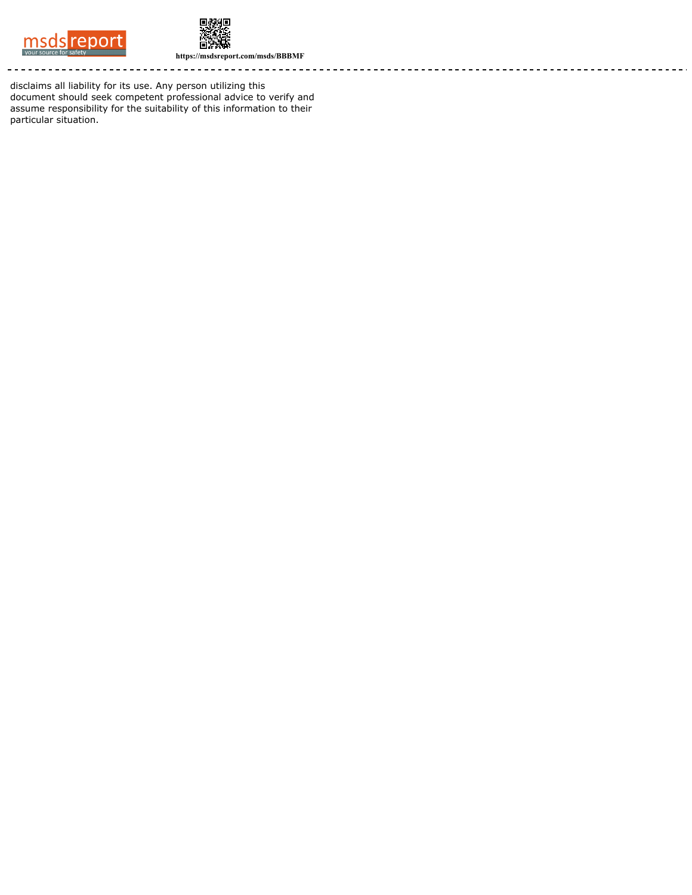disclaims all liability for its use. Any person utilizing this document should seek competent professional advice to verify and assume responsibility for the suitability of this information to their particular situation.